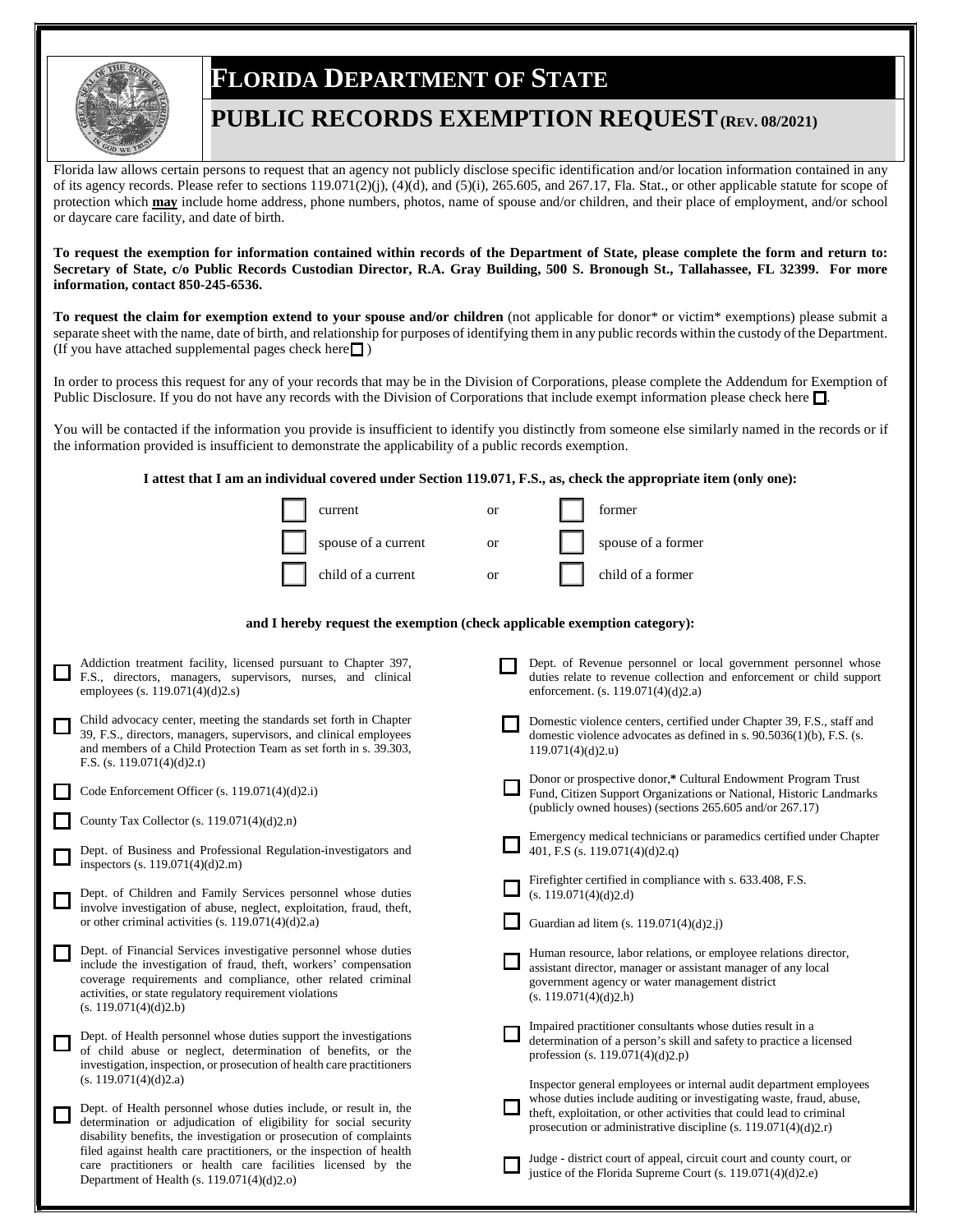# FLORIDA DEPARTMENT OF STATE

## PUBLIC RECORDS EXEMPTION REQUEST (REV. 08/2021)

Florida law allows certain persons to request that an agency not publicly disclose specific identification and/or location information contained in any of its agency records. Please refer to sections 119.071(2)(j), (4)(d), and (5)(i), 265.605, and 267.17, Fla. Stat., or other applicable statute for scope of protection which **may** include home address, phone numbers, photos, name of spouse and/or children, and their place of employment, and/or school or daycare care facility, and date of birth.

**To request the exemption for information contained within records of the Department of State, please complete the form and return to: Secretary of State, c/o Public Records Custodian Director, R.A. Gray Building, 500 S. Bronough St., Tallahassee, FL 32399. For more information, contact 850-245-6536.**

**To request the claim for exemption extend to your spouse and/or children** (not applicable for donor* or victim* exemptions) please submit a separate sheet with the name, date of birth, and relationship for purposes of identifying them in any public records within the custody of the Department. (If you have attached supplemental pages check here ☐ )

In order to process this request for any of your records that may be in the Division of Corporations, please complete the Addendum for Exemption of Public Disclosure. If you do not have any records with the Division of Corporations that include exempt information please check here ☐.

You will be contacted if the information you provide is insufficient to identify you distinctly from someone else similarly named in the records or if the information provided is insufficient to demonstrate the applicability of a public records exemption.

**I attest that I am an individual covered under Section 119.071, F.S., as, check the appropriate item (only one):**

- ☐ current or ☐ former
- ☐ spouse of a current or ☐ spouse of a former
- ☐ child of a current or ☐ child of a former

**and I hereby request the exemption (check applicable exemption category):**

- ☐ Addiction treatment facility, licensed pursuant to Chapter 397, F.S., directors, managers, supervisors, nurses, and clinical employees (s. 119.071(4)(d)2.s)
- ☐ Child advocacy center, meeting the standards set forth in Chapter 39, F.S., directors, managers, supervisors, and clinical employees and members of a Child Protection Team as set forth in s. 39.303, F.S. (s. 119.071(4)(d)2.t)
- ☐ Code Enforcement Officer (s. 119.071(4)(d)2.i)
- ☐ County Tax Collector (s. 119.071(4)(d)2.n)
- ☐ Dept. of Business and Professional Regulation-investigators and inspectors (s. 119.071(4)(d)2.m)
- ☐ Dept. of Children and Family Services personnel whose duties involve investigation of abuse, neglect, exploitation, fraud, theft, or other criminal activities (s. 119.071(4)(d)2.a)
- ☐ Dept. of Financial Services investigative personnel whose duties include the investigation of fraud, theft, workers' compensation coverage requirements and compliance, other related criminal activities, or state regulatory requirement violations (s. 119.071(4)(d)2.b)
- ☐ Dept. of Health personnel whose duties support the investigations of child abuse or neglect, determination of benefits, or the investigation, inspection, or prosecution of health care practitioners (s. 119.071(4)(d)2.a)
- ☐ Dept. of Health personnel whose duties include, or result in, the determination or adjudication of eligibility for social security disability benefits, the investigation or prosecution of complaints filed against health care practitioners, or the inspection of health care practitioners or health care facilities licensed by the Department of Health (s. 119.071(4)(d)2.o)
- ☐ Dept. of Revenue personnel or local government personnel whose duties relate to revenue collection and enforcement or child support enforcement. (s. 119.071(4)(d)2.a)
- ☐ Domestic violence centers, certified under Chapter 39, F.S., staff and domestic violence advocates as defined in s. 90.5036(1)(b), F.S. (s. 119.071(4)(d)2.u)
- ☐ Donor or prospective donor,* Cultural Endowment Program Trust Fund, Citizen Support Organizations or National, Historic Landmarks (publicly owned houses) (sections 265.605 and/or 267.17)
- ☐ Emergency medical technicians or paramedics certified under Chapter 401, F.S (s. 119.071(4)(d)2.q)
- ☐ Firefighter certified in compliance with s. 633.408, F.S. (s. 119.071(4)(d)2.d)
- ☐ Guardian ad litem (s. 119.071(4)(d)2.j)
- ☐ Human resource, labor relations, or employee relations director, assistant director, manager or assistant manager of any local government agency or water management district (s. 119.071(4)(d)2.h)
- ☐ Impaired practitioner consultants whose duties result in a determination of a person's skill and safety to practice a licensed profession (s. 119.071(4)(d)2.p)
- ☐ Inspector general employees or internal audit department employees whose duties include auditing or investigating waste, fraud, abuse, theft, exploitation, or other activities that could lead to criminal prosecution or administrative discipline (s. 119.071(4)(d)2.r)
- ☐ Judge - district court of appeal, circuit court and county court, or justice of the Florida Supreme Court (s. 119.071(4)(d)2.e)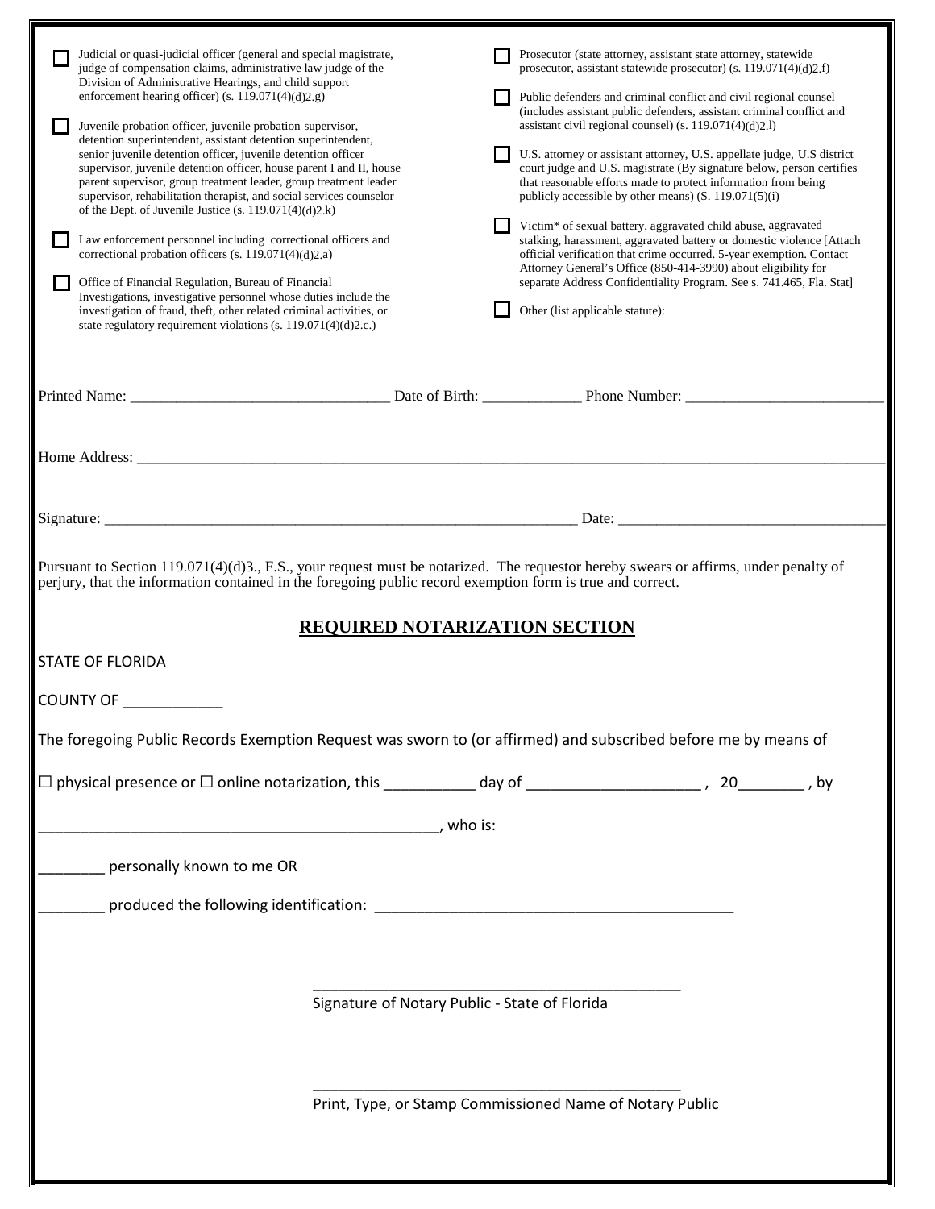- ☐ Judicial or quasi-judicial officer (general and special magistrate, judge of compensation claims, administrative law judge of the Division of Administrative Hearings, and child support enforcement hearing officer) (s. 119.071(4)(d)2.g)
- ☐ Juvenile probation officer, juvenile probation supervisor, detention superintendent, assistant detention superintendent, senior juvenile detention officer, juvenile detention officer supervisor, juvenile detention officer, house parent I and II, house parent supervisor, group treatment leader, group treatment leader supervisor, rehabilitation therapist, and social services counselor of the Dept. of Juvenile Justice (s. 119.071(4)(d)2.k)
- ☐ Law enforcement personnel including correctional officers and correctional probation officers (s. 119.071(4)(d)2.a)
- ☐ Office of Financial Regulation, Bureau of Financial Investigations, investigative personnel whose duties include the investigation of fraud, theft, other related criminal activities, or state regulatory requirement violations (s. 119.071(4)(d)2.c.)
- ☐ Prosecutor (state attorney, assistant state attorney, statewide prosecutor, assistant statewide prosecutor) (s. 119.071(4)(d)2.f)
- ☐ Public defenders and criminal conflict and civil regional counsel (includes assistant public defenders, assistant criminal conflict and assistant civil regional counsel) (s. 119.071(4)(d)2.l)
- ☐ U.S. attorney or assistant attorney, U.S. appellate judge, U.S district court judge and U.S. magistrate (By signature below, person certifies that reasonable efforts made to protect information from being publicly accessible by other means) (S. 119.071(5)(i)
- ☐ Victim* of sexual battery, aggravated child abuse, aggravated stalking, harassment, aggravated battery or domestic violence [Attach official verification that crime occurred. 5-year exemption. Contact Attorney General's Office (850-414-3990) about eligibility for separate Address Confidentiality Program. See s. 741.465, Fla. Stat]
- ☐ Other (list applicable statute): ____________________

Printed Name: ________________________________ Date of Birth: ____________ Phone Number: ________________________

Home Address: ______________________________________________________________________________________________

Signature: ____________________________________________________________ Date: ________________________________

Pursuant to Section 119.071(4)(d)3., F.S., your request must be notarized. The requestor hereby swears or affirms, under penalty of perjury, that the information contained in the foregoing public record exemption form is true and correct.

## REQUIRED NOTARIZATION SECTION

STATE OF FLORIDA

COUNTY OF ___________

The foregoing Public Records Exemption Request was sworn to (or affirmed) and subscribed before me by means of

☐ physical presence or ☐ online notarization, this __________ day of ____________________ , 20_______ , by

_______________________________________________, who is:

_______ personally known to me OR

_______ produced the following identification: __________________________________________

_____________________________________________
Signature of Notary Public - State of Florida

_____________________________________________
Print, Type, or Stamp Commissioned Name of Notary Public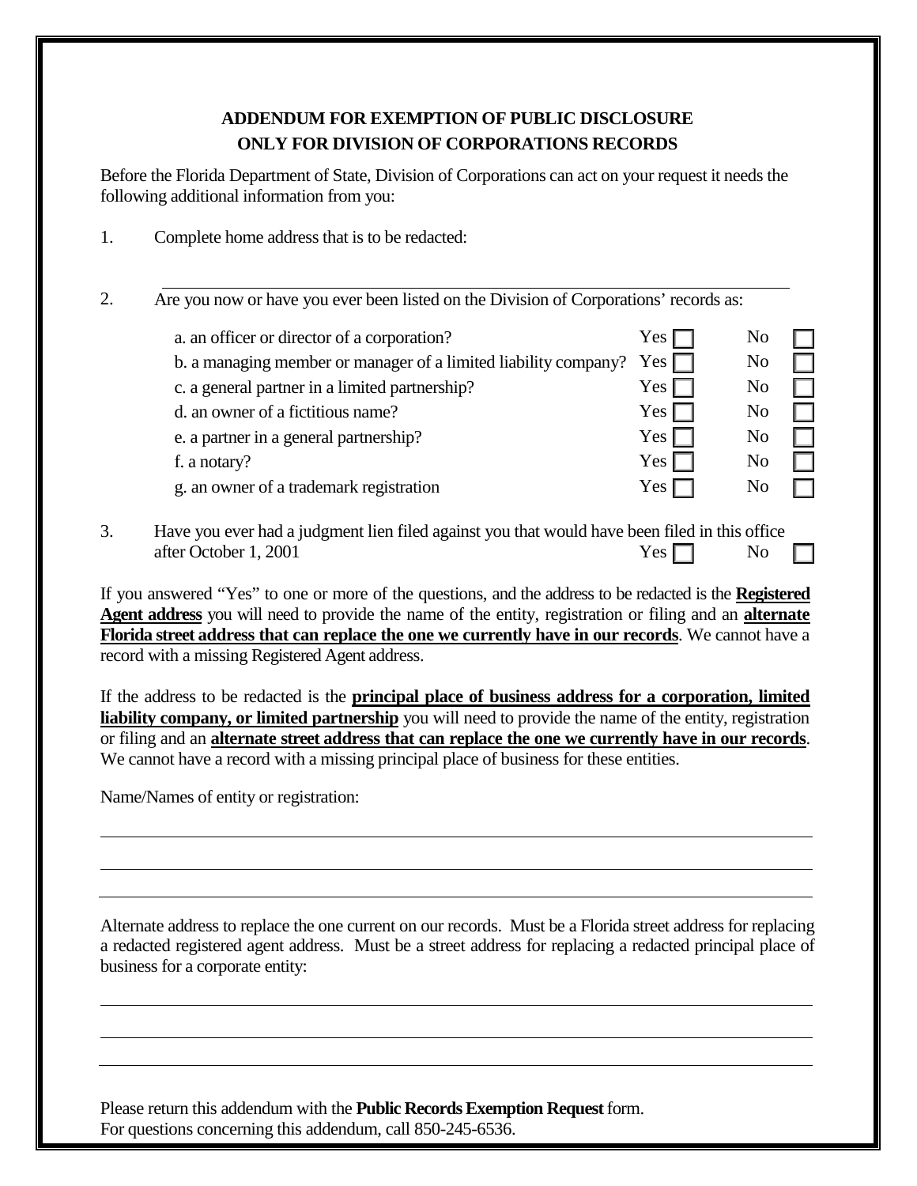## ADDENDUM FOR EXEMPTION OF PUBLIC DISCLOSURE ONLY FOR DIVISION OF CORPORATIONS RECORDS

Before the Florida Department of State, Division of Corporations can act on your request it needs the following additional information from you:

1. Complete home address that is to be redacted:

   ______________________________________________________________

2. Are you now or have you ever been listed on the Division of Corporations' records as:

| | | |
|---|---|---|
| a. an officer or director of a corporation? | Yes ☐ | No ☐ |
| b. a managing member or manager of a limited liability company? | Yes ☐ | No ☐ |
| c. a general partner in a limited partnership? | Yes ☐ | No ☐ |
| d. an owner of a fictitious name? | Yes ☐ | No ☐ |
| e. a partner in a general partnership? | Yes ☐ | No ☐ |
| f. a notary? | Yes ☐ | No ☐ |
| g. an owner of a trademark registration | Yes ☐ | No ☐ |

3. Have you ever had a judgment lien filed against you that would have been filed in this office after October 1, 2001 Yes ☐ No ☐

If you answered "Yes" to one or more of the questions, and the address to be redacted is the **Registered Agent address** you will need to provide the name of the entity, registration or filing and an **alternate Florida street address that can replace the one we currently have in our records**. We cannot have a record with a missing Registered Agent address.

If the address to be redacted is the **principal place of business address for a corporation, limited liability company, or limited partnership** you will need to provide the name of the entity, registration or filing and an **alternate street address that can replace the one we currently have in our records**. We cannot have a record with a missing principal place of business for these entities.

Name/Names of entity or registration:

______________________________________________________________

______________________________________________________________

______________________________________________________________

Alternate address to replace the one current on our records. Must be a Florida street address for replacing a redacted registered agent address. Must be a street address for replacing a redacted principal place of business for a corporate entity:

______________________________________________________________

______________________________________________________________

______________________________________________________________

Please return this addendum with the **Public Records Exemption Request** form.
For questions concerning this addendum, call 850-245-6536.